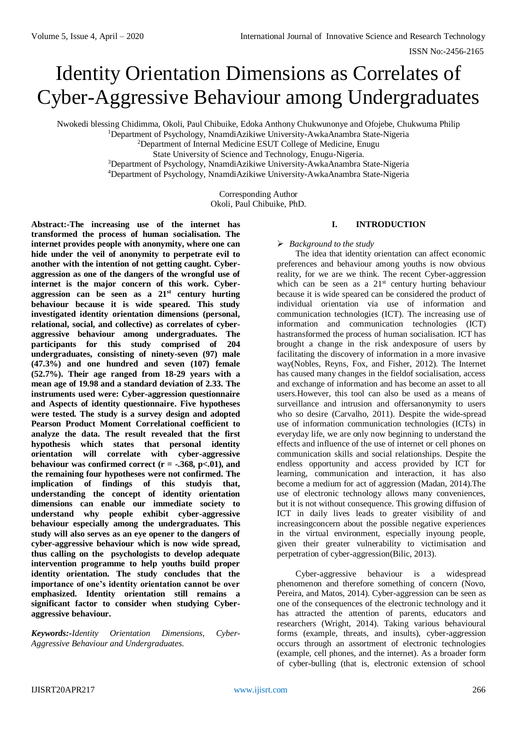# Identity Orientation Dimensions as Correlates of Cyber-Aggressive Behaviour among Undergraduates

Nwokedi blessing Chidimma, Okoli, Paul Chibuike, Edoka Anthony Chukwunonye and Ofojebe, Chukwuma Philip

[1]Department of Psychology, NnamdiAzikiwe University-AwkaAnambra State-Nigeria

[2]Department of Internal Medicine ESUT College of Medicine, Enugu State University of Science and Technology, Enugu-Nigeria.

[3]Department of Psychology, NnamdiAzikiwe University-AwkaAnambra State-Nigeria

[4]Department of Psychology, NnamdiAzikiwe University-AwkaAnambra State-Nigeria

Corresponding Author
Okoli, Paul Chibuike, PhD.

**Abstract:-The increasing use of the internet has transformed the process of human socialisation. The internet provides people with anonymity, where one can hide under the veil of anonymity to perpetrate evil to another with the intention of not getting caught. Cyber-aggression as one of the dangers of the wrongful use of internet is the major concern of this work. Cyber-aggression can be seen as a 21st century hurting behaviour because it is wide speared. This study investigated identity orientation dimensions (personal, relational, social, and collective) as correlates of cyber-aggressive behaviour among undergraduates. The participants for this study comprised of 204 undergraduates, consisting of ninety-seven (97) male (47.3%) and one hundred and seven (107) female (52.7%). Their age ranged from 18-29 years with a mean age of 19.98 and a standard deviation of 2.33. The instruments used were: Cyber-aggression questionnaire and Aspects of identity questionnaire. Five hypotheses were tested. The study is a survey design and adopted Pearson Product Moment Correlational coefficient to analyze the data. The result revealed that the first hypothesis which states that personal identity orientation will correlate with cyber-aggressive behaviour was confirmed correct ($r = -.368$, $p<.01$), and the remaining four hypotheses were not confirmed. The implication of findings of this studyis that, understanding the concept of identity orientation dimensions can enable our immediate society to understand why people exhibit cyber-aggressive behaviour especially among the undergraduates. This study will also serves as an eye opener to the dangers of cyber-aggressive behaviour which is now wide spread, thus calling on the psychologists to develop adequate intervention programme to help youths build proper identity orientation. The study concludes that the importance of one's identity orientation cannot be over emphasized. Identity orientation still remains a significant factor to consider when studying Cyber-aggressive behaviour.**

***Keywords:-*** *Identity Orientation Dimensions, Cyber-Aggressive Behaviour and Undergraduates.*

## I. INTRODUCTION

➢ *Background to the study*

The idea that identity orientation can affect economic preferences and behaviour among youths is now obvious reality, for we are we think. The recent Cyber-aggression which can be seen as a 21st century hurting behaviour because it is wide speared can be considered the product of individual orientation via use of information and communication technologies (ICT). The increasing use of information and communication technologies (ICT) hastransformed the process of human socialisation. ICT has brought a change in the risk andexposure of users by facilitating the discovery of information in a more invasive way(Nobles, Reyns, Fox, and Fisher, 2012). The Internet has caused many changes in the fieldof socialisation, access and exchange of information and has become an asset to all users.However, this tool can also be used as a means of surveillance and intrusion and offersanonymity to users who so desire (Carvalho, 2011). Despite the wide-spread use of information communication technologies (ICTs) in everyday life, we are only now beginning to understand the effects and influence of the use of internet or cell phones on communication skills and social relationships. Despite the endless opportunity and access provided by ICT for learning, communication and interaction, it has also become a medium for act of aggression (Madan, 2014).The use of electronic technology allows many conveniences, but it is not without consequence. This growing diffusion of ICT in daily lives leads to greater visibility of and increasingconcern about the possible negative experiences in the virtual environment, especially inyoung people, given their greater vulnerability to victimisation and perpetration of cyber-aggression(Bilic, 2013).

Cyber-aggressive behaviour is a widespread phenomenon and therefore something of concern (Novo, Pereira, and Matos, 2014). Cyber-aggression can be seen as one of the consequences of the electronic technology and it has attracted the attention of parents, educators and researchers (Wright, 2014). Taking various behavioural forms (example, threats, and insults), cyber-aggression occurs through an assortment of electronic technologies (example, cell phones, and the internet). As a broader form of cyber-bulling (that is, electronic extension of school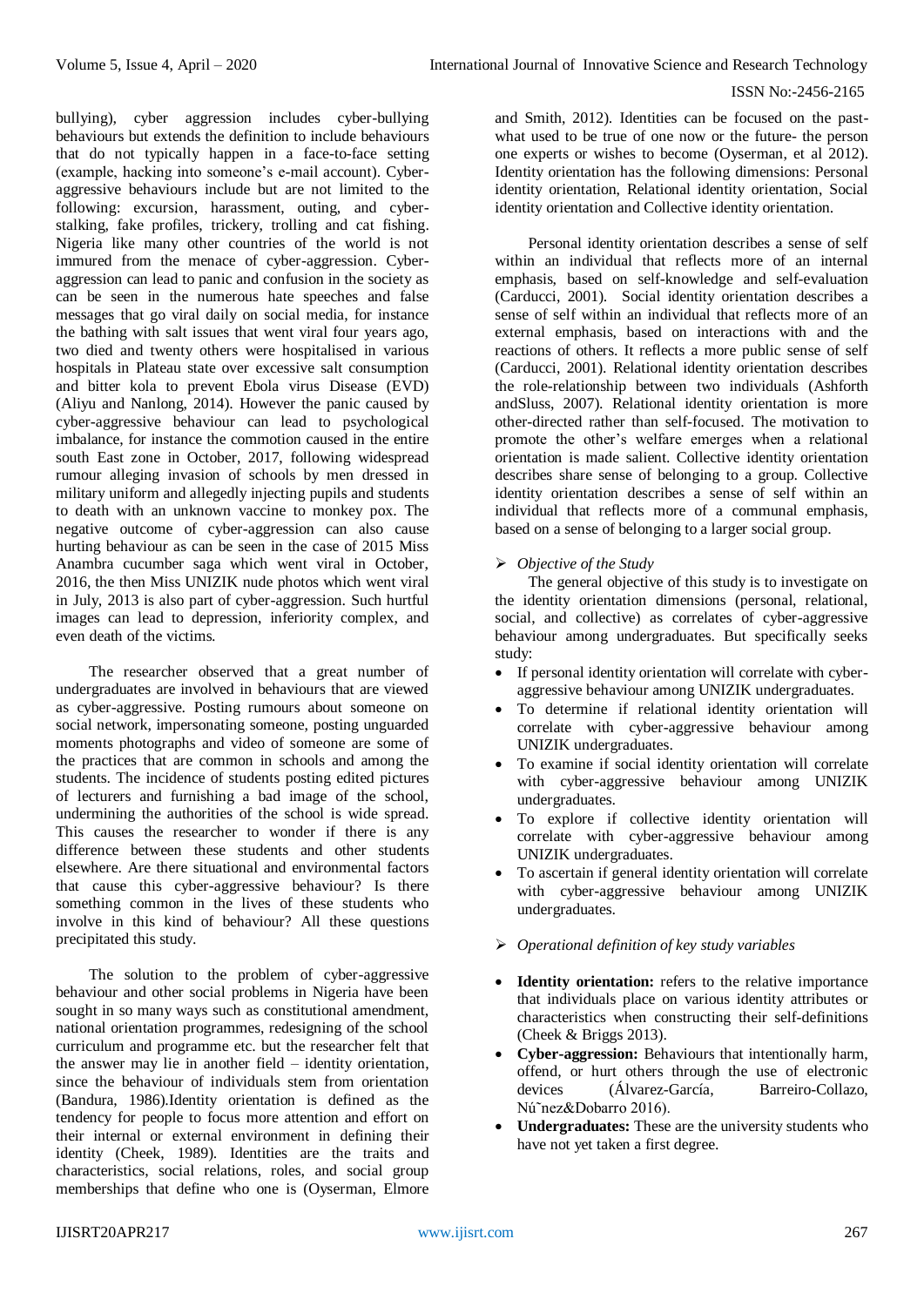bullying), cyber aggression includes cyber-bullying behaviours but extends the definition to include behaviours that do not typically happen in a face-to-face setting (example, hacking into someone's e-mail account). Cyber-aggressive behaviours include but are not limited to the following: excursion, harassment, outing, and cyber-stalking, fake profiles, trickery, trolling and cat fishing. Nigeria like many other countries of the world is not immured from the menace of cyber-aggression. Cyber-aggression can lead to panic and confusion in the society as can be seen in the numerous hate speeches and false messages that go viral daily on social media, for instance the bathing with salt issues that went viral four years ago, two died and twenty others were hospitalised in various hospitals in Plateau state over excessive salt consumption and bitter kola to prevent Ebola virus Disease (EVD) (Aliyu and Nanlong, 2014). However the panic caused by cyber-aggressive behaviour can lead to psychological imbalance, for instance the commotion caused in the entire south East zone in October, 2017, following widespread rumour alleging invasion of schools by men dressed in military uniform and allegedly injecting pupils and students to death with an unknown vaccine to monkey pox. The negative outcome of cyber-aggression can also cause hurting behaviour as can be seen in the case of 2015 Miss Anambra cucumber saga which went viral in October, 2016, the then Miss UNIZIK nude photos which went viral in July, 2013 is also part of cyber-aggression. Such hurtful images can lead to depression, inferiority complex, and even death of the victims.

The researcher observed that a great number of undergraduates are involved in behaviours that are viewed as cyber-aggressive. Posting rumours about someone on social network, impersonating someone, posting unguarded moments photographs and video of someone are some of the practices that are common in schools and among the students. The incidence of students posting edited pictures of lecturers and furnishing a bad image of the school, undermining the authorities of the school is wide spread. This causes the researcher to wonder if there is any difference between these students and other students elsewhere. Are there situational and environmental factors that cause this cyber-aggressive behaviour? Is there something common in the lives of these students who involve in this kind of behaviour? All these questions precipitated this study.

The solution to the problem of cyber-aggressive behaviour and other social problems in Nigeria have been sought in so many ways such as constitutional amendment, national orientation programmes, redesigning of the school curriculum and programme etc. but the researcher felt that the answer may lie in another field – identity orientation, since the behaviour of individuals stem from orientation (Bandura, 1986).Identity orientation is defined as the tendency for people to focus more attention and effort on their internal or external environment in defining their identity (Cheek, 1989). Identities are the traits and characteristics, social relations, roles, and social group memberships that define who one is (Oyserman, Elmore and Smith, 2012). Identities can be focused on the past-what used to be true of one now or the future- the person one experts or wishes to become (Oyserman, et al 2012). Identity orientation has the following dimensions: Personal identity orientation, Relational identity orientation, Social identity orientation and Collective identity orientation.

Personal identity orientation describes a sense of self within an individual that reflects more of an internal emphasis, based on self-knowledge and self-evaluation (Carducci, 2001). Social identity orientation describes a sense of self within an individual that reflects more of an external emphasis, based on interactions with and the reactions of others. It reflects a more public sense of self (Carducci, 2001). Relational identity orientation describes the role-relationship between two individuals (Ashforth andSluss, 2007). Relational identity orientation is more other-directed rather than self-focused. The motivation to promote the other's welfare emerges when a relational orientation is made salient. Collective identity orientation describes share sense of belonging to a group. Collective identity orientation describes a sense of self within an individual that reflects more of a communal emphasis, based on a sense of belonging to a larger social group.

### *Objective of the Study*

The general objective of this study is to investigate on the identity orientation dimensions (personal, relational, social, and collective) as correlates of cyber-aggressive behaviour among undergraduates. But specifically seeks study:

- If personal identity orientation will correlate with cyber-aggressive behaviour among UNIZIK undergraduates.
- To determine if relational identity orientation will correlate with cyber-aggressive behaviour among UNIZIK undergraduates.
- To examine if social identity orientation will correlate with cyber-aggressive behaviour among UNIZIK undergraduates.
- To explore if collective identity orientation will correlate with cyber-aggressive behaviour among UNIZIK undergraduates.
- To ascertain if general identity orientation will correlate with cyber-aggressive behaviour among UNIZIK undergraduates.

### *Operational definition of key study variables*

- **Identity orientation:** refers to the relative importance that individuals place on various identity attributes or characteristics when constructing their self-definitions (Cheek & Briggs 2013).
- **Cyber-aggression:** Behaviours that intentionally harm, offend, or hurt others through the use of electronic devices (Álvarez-García, Barreiro-Collazo, Nú˜nez&Dobarro 2016).
- **Undergraduates:** These are the university students who have not yet taken a first degree.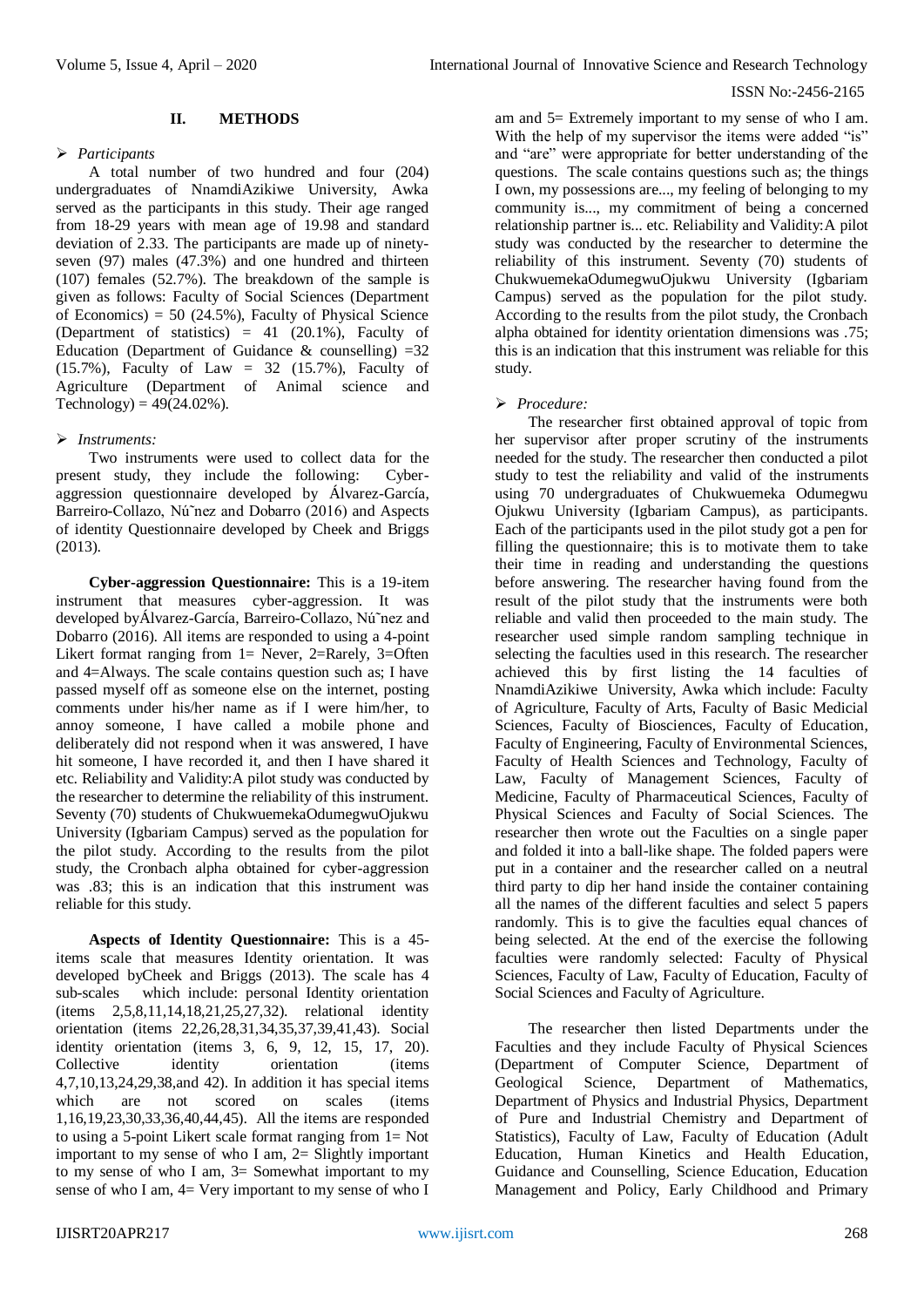## II. METHODS

➢ *Participants*

A total number of two hundred and four (204) undergraduates of NnamdiAzikiwe University, Awka served as the participants in this study. Their age ranged from 18-29 years with mean age of 19.98 and standard deviation of 2.33. The participants are made up of ninety-seven (97) males (47.3%) and one hundred and thirteen (107) females (52.7%). The breakdown of the sample is given as follows: Faculty of Social Sciences (Department of Economics) = 50 (24.5%), Faculty of Physical Science (Department of statistics) = 41 (20.1%), Faculty of Education (Department of Guidance & counselling) =32 (15.7%), Faculty of Law = 32 (15.7%), Faculty of Agriculture (Department of Animal science and Technology) = 49(24.02%).

➢ *Instruments:*

Two instruments were used to collect data for the present study, they include the following: Cyber-aggression questionnaire developed by Álvarez-García, Barreiro-Collazo, Nú˜nez and Dobarro (2016) and Aspects of identity Questionnaire developed by Cheek and Briggs (2013).

**Cyber-aggression Questionnaire:** This is a 19-item instrument that measures cyber-aggression. It was developed byÁlvarez-García, Barreiro-Collazo, Nú˜nez and Dobarro (2016). All items are responded to using a 4-point Likert format ranging from 1= Never, 2=Rarely, 3=Often and 4=Always. The scale contains question such as; I have passed myself off as someone else on the internet, posting comments under his/her name as if I were him/her, to annoy someone, I have called a mobile phone and deliberately did not respond when it was answered, I have hit someone, I have recorded it, and then I have shared it etc. Reliability and Validity:A pilot study was conducted by the researcher to determine the reliability of this instrument. Seventy (70) students of ChukwuemekaOdumegwuOjukwu University (Igbariam Campus) served as the population for the pilot study. According to the results from the pilot study, the Cronbach alpha obtained for cyber-aggression was .83; this is an indication that this instrument was reliable for this study.

**Aspects of Identity Questionnaire:** This is a 45-items scale that measures Identity orientation. It was developed byCheek and Briggs (2013). The scale has 4 sub-scales which include: personal Identity orientation (items 2,5,8,11,14,18,21,25,27,32). relational identity orientation (items 22,26,28,31,34,35,37,39,41,43). Social identity orientation (items 3, 6, 9, 12, 15, 17, 20). Collective identity orientation (items 4,7,10,13,24,29,38,and 42). In addition it has special items which are not scored on scales (items 1,16,19,23,30,33,36,40,44,45). All the items are responded to using a 5-point Likert scale format ranging from 1= Not important to my sense of who I am, 2= Slightly important to my sense of who I am, 3= Somewhat important to my sense of who I am, 4= Very important to my sense of who I am and 5= Extremely important to my sense of who I am. With the help of my supervisor the items were added "is" and "are" were appropriate for better understanding of the questions. The scale contains questions such as; the things I own, my possessions are..., my feeling of belonging to my community is..., my commitment of being a concerned relationship partner is... etc. Reliability and Validity:A pilot study was conducted by the researcher to determine the reliability of this instrument. Seventy (70) students of ChukwuemekaOdumegwuOjukwu University (Igbariam Campus) served as the population for the pilot study. According to the results from the pilot study, the Cronbach alpha obtained for identity orientation dimensions was .75; this is an indication that this instrument was reliable for this study.

➢ *Procedure:*

The researcher first obtained approval of topic from her supervisor after proper scrutiny of the instruments needed for the study. The researcher then conducted a pilot study to test the reliability and valid of the instruments using 70 undergraduates of Chukwuemeka Odumegwu Ojukwu University (Igbariam Campus), as participants. Each of the participants used in the pilot study got a pen for filling the questionnaire; this is to motivate them to take their time in reading and understanding the questions before answering. The researcher having found from the result of the pilot study that the instruments were both reliable and valid then proceeded to the main study. The researcher used simple random sampling technique in selecting the faculties used in this research. The researcher achieved this by first listing the 14 faculties of NnamdiAzikiwe University, Awka which include: Faculty of Agriculture, Faculty of Arts, Faculty of Basic Medicial Sciences, Faculty of Biosciences, Faculty of Education, Faculty of Engineering, Faculty of Environmental Sciences, Faculty of Health Sciences and Technology, Faculty of Law, Faculty of Management Sciences, Faculty of Medicine, Faculty of Pharmaceutical Sciences, Faculty of Physical Sciences and Faculty of Social Sciences. The researcher then wrote out the Faculties on a single paper and folded it into a ball-like shape. The folded papers were put in a container and the researcher called on a neutral third party to dip her hand inside the container containing all the names of the different faculties and select 5 papers randomly. This is to give the faculties equal chances of being selected. At the end of the exercise the following faculties were randomly selected: Faculty of Physical Sciences, Faculty of Law, Faculty of Education, Faculty of Social Sciences and Faculty of Agriculture.

The researcher then listed Departments under the Faculties and they include Faculty of Physical Sciences (Department of Computer Science, Department of Geological Science, Department of Mathematics, Department of Physics and Industrial Physics, Department of Pure and Industrial Chemistry and Department of Statistics), Faculty of Law, Faculty of Education (Adult Education, Human Kinetics and Health Education, Guidance and Counselling, Science Education, Education Management and Policy, Early Childhood and Primary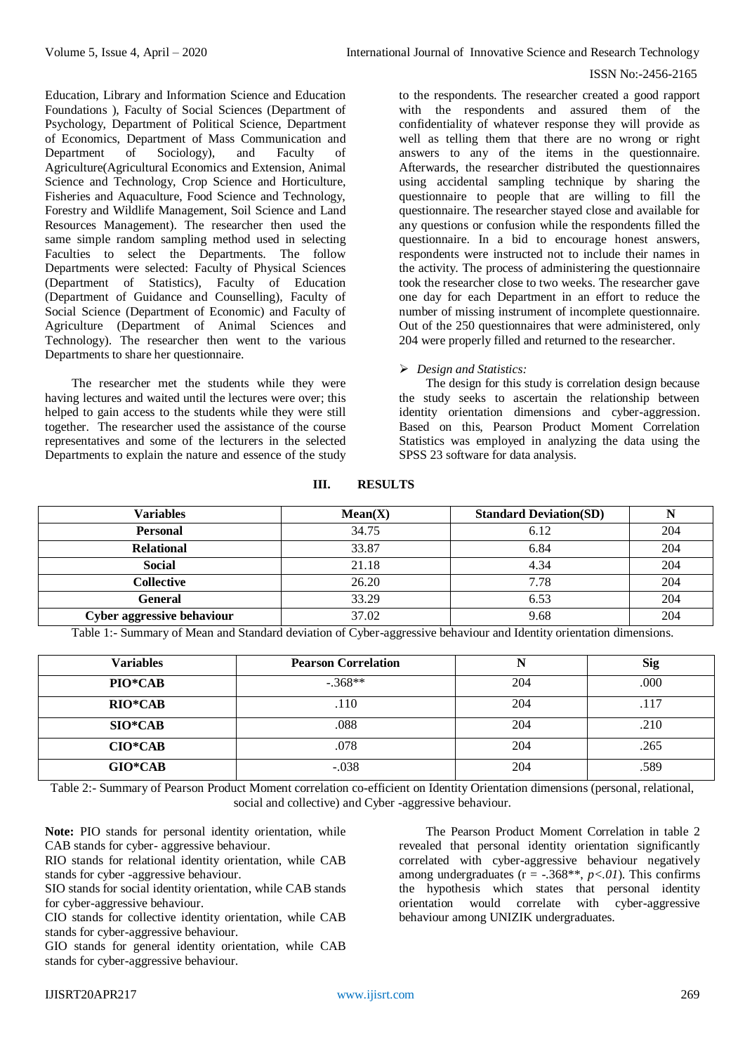Education, Library and Information Science and Education Foundations ), Faculty of Social Sciences (Department of Psychology, Department of Political Science, Department of Economics, Department of Mass Communication and Department of Sociology), and Faculty of Agriculture(Agricultural Economics and Extension, Animal Science and Technology, Crop Science and Horticulture, Fisheries and Aquaculture, Food Science and Technology, Forestry and Wildlife Management, Soil Science and Land Resources Management). The researcher then used the same simple random sampling method used in selecting Faculties to select the Departments. The follow Departments were selected: Faculty of Physical Sciences (Department of Statistics), Faculty of Education (Department of Guidance and Counselling), Faculty of Social Science (Department of Economic) and Faculty of Agriculture (Department of Animal Sciences and Technology). The researcher then went to the various Departments to share her questionnaire.

The researcher met the students while they were having lectures and waited until the lectures were over; this helped to gain access to the students while they were still together. The researcher used the assistance of the course representatives and some of the lecturers in the selected Departments to explain the nature and essence of the study to the respondents. The researcher created a good rapport with the respondents and assured them of the confidentiality of whatever response they will provide as well as telling them that there are no wrong or right answers to any of the items in the questionnaire. Afterwards, the researcher distributed the questionnaires using accidental sampling technique by sharing the questionnaire to people that are willing to fill the questionnaire. The researcher stayed close and available for any questions or confusion while the respondents filled the questionnaire. In a bid to encourage honest answers, respondents were instructed not to include their names in the activity. The process of administering the questionnaire took the researcher close to two weeks. The researcher gave one day for each Department in an effort to reduce the number of missing instrument of incomplete questionnaire. Out of the 250 questionnaires that were administered, only 204 were properly filled and returned to the researcher.

- *Design and Statistics:*

The design for this study is correlation design because the study seeks to ascertain the relationship between identity orientation dimensions and cyber-aggression. Based on this, Pearson Product Moment Correlation Statistics was employed in analyzing the data using the SPSS 23 software for data analysis.

## III. RESULTS

| Variables | Mean(X) | Standard Deviation(SD) | N |
|---|---|---|---|
| **Personal** | 34.75 | 6.12 | 204 |
| **Relational** | 33.87 | 6.84 | 204 |
| **Social** | 21.18 | 4.34 | 204 |
| **Collective** | 26.20 | 7.78 | 204 |
| **General** | 33.29 | 6.53 | 204 |
| **Cyber aggressive behaviour** | 37.02 | 9.68 | 204 |

Table 1:- Summary of Mean and Standard deviation of Cyber-aggressive behaviour and Identity orientation dimensions.

| Variables | Pearson Correlation | N | Sig |
|---|---|---|---|
| **PIO*CAB** | -.368** | 204 | .000 |
| **RIO*CAB** | .110 | 204 | .117 |
| **SIO*CAB** | .088 | 204 | .210 |
| **CIO*CAB** | .078 | 204 | .265 |
| **GIO*CAB** | -.038 | 204 | .589 |

Table 2:- Summary of Pearson Product Moment correlation co-efficient on Identity Orientation dimensions (personal, relational, social and collective) and Cyber -aggressive behaviour.

**Note:** PIO stands for personal identity orientation, while CAB stands for cyber- aggressive behaviour.
RIO stands for relational identity orientation, while CAB stands for cyber -aggressive behaviour.
SIO stands for social identity orientation, while CAB stands for cyber-aggressive behaviour.
CIO stands for collective identity orientation, while CAB stands for cyber-aggressive behaviour.
GIO stands for general identity orientation, while CAB stands for cyber-aggressive behaviour.

The Pearson Product Moment Correlation in table 2 revealed that personal identity orientation significantly correlated with cyber-aggressive behaviour negatively among undergraduates ($r = -.368^{**}$, $p<.01$). This confirms the hypothesis which states that personal identity orientation would correlate with cyber-aggressive behaviour among UNIZIK undergraduates.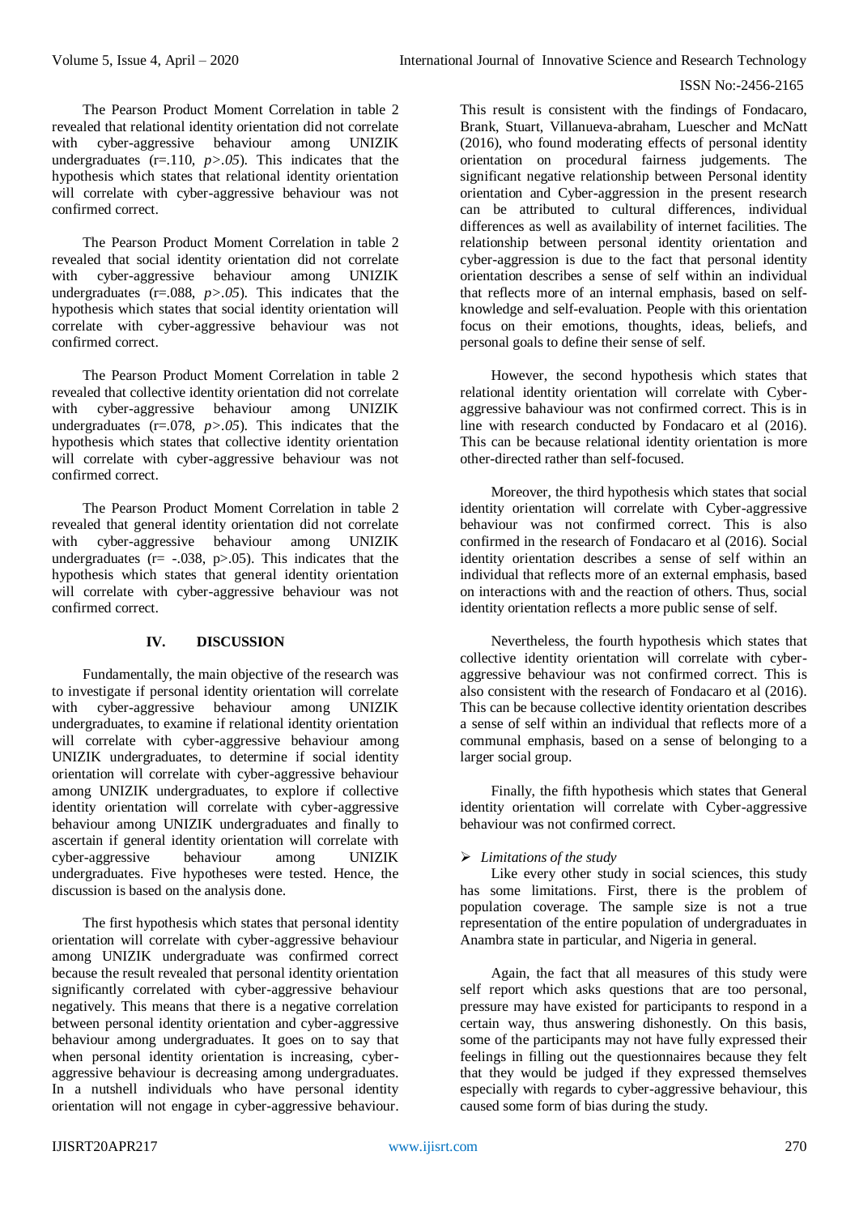The Pearson Product Moment Correlation in table 2 revealed that relational identity orientation did not correlate with cyber-aggressive behaviour among UNIZIK undergraduates ($r=.110$, $p>.05$). This indicates that the hypothesis which states that relational identity orientation will correlate with cyber-aggressive behaviour was not confirmed correct.

The Pearson Product Moment Correlation in table 2 revealed that social identity orientation did not correlate with cyber-aggressive behaviour among UNIZIK undergraduates ($r=.088$, $p>.05$). This indicates that the hypothesis which states that social identity orientation will correlate with cyber-aggressive behaviour was not confirmed correct.

The Pearson Product Moment Correlation in table 2 revealed that collective identity orientation did not correlate with cyber-aggressive behaviour among UNIZIK undergraduates ($r=.078$, $p>.05$). This indicates that the hypothesis which states that collective identity orientation will correlate with cyber-aggressive behaviour was not confirmed correct.

The Pearson Product Moment Correlation in table 2 revealed that general identity orientation did not correlate with cyber-aggressive behaviour among UNIZIK undergraduates ($r= -.038$, $p>.05$). This indicates that the hypothesis which states that general identity orientation will correlate with cyber-aggressive behaviour was not confirmed correct.

## IV. DISCUSSION

Fundamentally, the main objective of the research was to investigate if personal identity orientation will correlate with cyber-aggressive behaviour among UNIZIK undergraduates, to examine if relational identity orientation will correlate with cyber-aggressive behaviour among UNIZIK undergraduates, to determine if social identity orientation will correlate with cyber-aggressive behaviour among UNIZIK undergraduates, to explore if collective identity orientation will correlate with cyber-aggressive behaviour among UNIZIK undergraduates and finally to ascertain if general identity orientation will correlate with cyber-aggressive behaviour among UNIZIK undergraduates. Five hypotheses were tested. Hence, the discussion is based on the analysis done.

The first hypothesis which states that personal identity orientation will correlate with cyber-aggressive behaviour among UNIZIK undergraduate was confirmed correct because the result revealed that personal identity orientation significantly correlated with cyber-aggressive behaviour negatively. This means that there is a negative correlation between personal identity orientation and cyber-aggressive behaviour among undergraduates. It goes on to say that when personal identity orientation is increasing, cyber-aggressive behaviour is decreasing among undergraduates. In a nutshell individuals who have personal identity orientation will not engage in cyber-aggressive behaviour. This result is consistent with the findings of Fondacaro, Brank, Stuart, Villanueva-abraham, Luescher and McNatt (2016), who found moderating effects of personal identity orientation on procedural fairness judgements. The significant negative relationship between Personal identity orientation and Cyber-aggression in the present research can be attributed to cultural differences, individual differences as well as availability of internet facilities. The relationship between personal identity orientation and cyber-aggression is due to the fact that personal identity orientation describes a sense of self within an individual that reflects more of an internal emphasis, based on self-knowledge and self-evaluation. People with this orientation focus on their emotions, thoughts, ideas, beliefs, and personal goals to define their sense of self.

However, the second hypothesis which states that relational identity orientation will correlate with Cyber-aggressive bahaviour was not confirmed correct. This is in line with research conducted by Fondacaro et al (2016). This can be because relational identity orientation is more other-directed rather than self-focused.

Moreover, the third hypothesis which states that social identity orientation will correlate with Cyber-aggressive behaviour was not confirmed correct. This is also confirmed in the research of Fondacaro et al (2016). Social identity orientation describes a sense of self within an individual that reflects more of an external emphasis, based on interactions with and the reaction of others. Thus, social identity orientation reflects a more public sense of self.

Nevertheless, the fourth hypothesis which states that collective identity orientation will correlate with cyber-aggressive behaviour was not confirmed correct. This is also consistent with the research of Fondacaro et al (2016). This can be because collective identity orientation describes a sense of self within an individual that reflects more of a communal emphasis, based on a sense of belonging to a larger social group.

Finally, the fifth hypothesis which states that General identity orientation will correlate with Cyber-aggressive behaviour was not confirmed correct.

- *Limitations of the study*

Like every other study in social sciences, this study has some limitations. First, there is the problem of population coverage. The sample size is not a true representation of the entire population of undergraduates in Anambra state in particular, and Nigeria in general.

Again, the fact that all measures of this study were self report which asks questions that are too personal, pressure may have existed for participants to respond in a certain way, thus answering dishonestly. On this basis, some of the participants may not have fully expressed their feelings in filling out the questionnaires because they felt that they would be judged if they expressed themselves especially with regards to cyber-aggressive behaviour, this caused some form of bias during the study.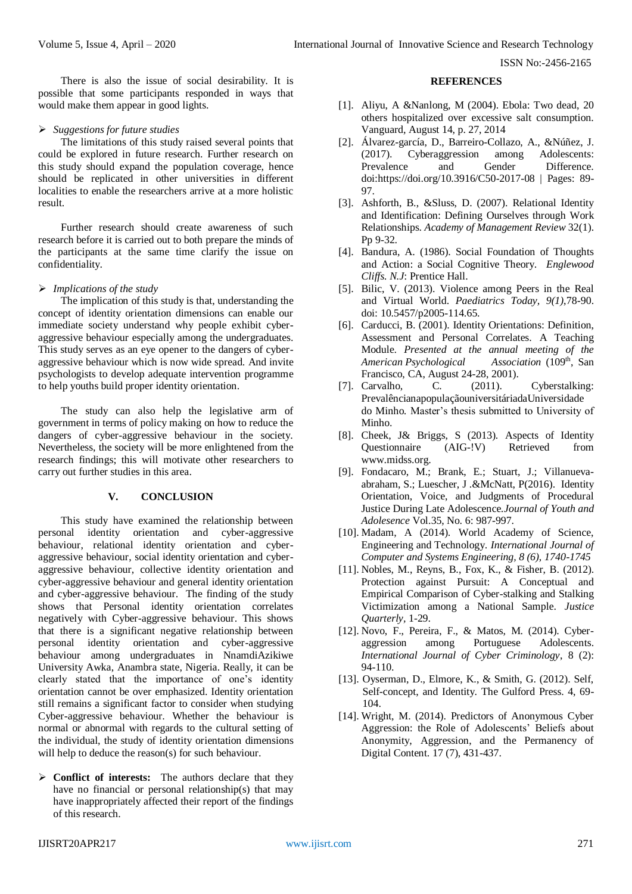There is also the issue of social desirability. It is possible that some participants responded in ways that would make them appear in good lights.

- *Suggestions for future studies*

The limitations of this study raised several points that could be explored in future research. Further research on this study should expand the population coverage, hence should be replicated in other universities in different localities to enable the researchers arrive at a more holistic result.

Further research should create awareness of such research before it is carried out to both prepare the minds of the participants at the same time clarify the issue on confidentiality.

- *Implications of the study*

The implication of this study is that, understanding the concept of identity orientation dimensions can enable our immediate society understand why people exhibit cyber-aggressive behaviour especially among the undergraduates. This study serves as an eye opener to the dangers of cyber-aggressive behaviour which is now wide spread. And invite psychologists to develop adequate intervention programme to help youths build proper identity orientation.

The study can also help the legislative arm of government in terms of policy making on how to reduce the dangers of cyber-aggressive behaviour in the society. Nevertheless, the society will be more enlightened from the research findings; this will motivate other researchers to carry out further studies in this area.

## V. CONCLUSION

This study have examined the relationship between personal identity orientation and cyber-aggressive behaviour, relational identity orientation and cyber-aggressive behaviour, social identity orientation and cyber-aggressive behaviour, collective identity orientation and cyber-aggressive behaviour and general identity orientation and cyber-aggressive behaviour. The finding of the study shows that Personal identity orientation correlates negatively with Cyber-aggressive behaviour. This shows that there is a significant negative relationship between personal identity orientation and cyber-aggressive behaviour among undergraduates in NnamdiAzikiwe University Awka, Anambra state, Nigeria. Really, it can be clearly stated that the importance of one's identity orientation cannot be over emphasized. Identity orientation still remains a significant factor to consider when studying Cyber-aggressive behaviour. Whether the behaviour is normal or abnormal with regards to the cultural setting of the individual, the study of identity orientation dimensions will help to deduce the reason(s) for such behaviour.

- **Conflict of interests:** The authors declare that they have no financial or personal relationship(s) that may have inappropriately affected their report of the findings of this research.

## REFERENCES

[1]. Aliyu, A &Nanlong, M (2004). Ebola: Two dead, 20 others hospitalized over excessive salt consumption. Vanguard, August 14, p. 27, 2014

[2]. Álvarez-garcía, D., Barreiro-Collazo, A., &Núñez, J. (2017). Cyberaggression among Adolescents: Prevalence and Gender Difference. doi:https://doi.org/10.3916/C50-2017-08 | Pages: 89-97.

[3]. Ashforth, B., &Sluss, D. (2007). Relational Identity and Identification: Defining Ourselves through Work Relationships. *Academy of Management Review* 32(1). Pp 9-32.

[4]. Bandura, A. (1986). Social Foundation of Thoughts and Action: a Social Cognitive Theory. *Englewood Cliffs. N.J*: Prentice Hall.

[5]. Bilic, V. (2013). Violence among Peers in the Real and Virtual World. *Paediatrics Today, 9(1)*,78-90. doi: 10.5457/p2005-114.65.

[6]. Carducci, B. (2001). Identity Orientations: Definition, Assessment and Personal Correlates. A Teaching Module. *Presented at the annual meeting of the American Psychological Association* (109th, San Francisco, CA, August 24-28, 2001).

[7]. Carvalho, C. (2011). Cyberstalking: PrevalênciianapopulaçãouniversitáriadaUniversidade do Minho. Master's thesis submitted to University of Minho.

[8]. Cheek, J& Briggs, S (2013). Aspects of Identity Questionnaire (AIG-!V) Retrieved from www.midss.org.

[9]. Fondacaro, M.; Brank, E.; Stuart, J.; Villanueva-abraham, S.; Luescher, J .&McNatt, P(2016). Identity Orientation, Voice, and Judgments of Procedural Justice During Late Adolescence.*Journal of Youth and Adolesence* Vol.35, No. 6: 987-997.

[10]. Madam, A (2014). World Academy of Science, Engineering and Technology. *International Journal of Computer and Systems Engineering, 8 (6), 1740-1745*

[11]. Nobles, M., Reyns, B., Fox, K., & Fisher, B. (2012). Protection against Pursuit: A Conceptual and Empirical Comparison of Cyber-stalking and Stalking Victimization among a National Sample. *Justice Quarterly,* 1-29.

[12]. Novo, F., Pereira, F., & Matos, M. (2014). Cyber-aggression among Portuguese Adolescents. *International Journal of Cyber Criminology*, 8 (2): 94-110.

[13]. Oyserman, D., Elmore, K., & Smith, G. (2012). Self, Self-concept, and Identity. The Gulford Press. 4, 69-104.

[14]. Wright, M. (2014). Predictors of Anonymous Cyber Aggression: the Role of Adolescents' Beliefs about Anonymity, Aggression, and the Permanency of Digital Content. 17 (7), 431-437.